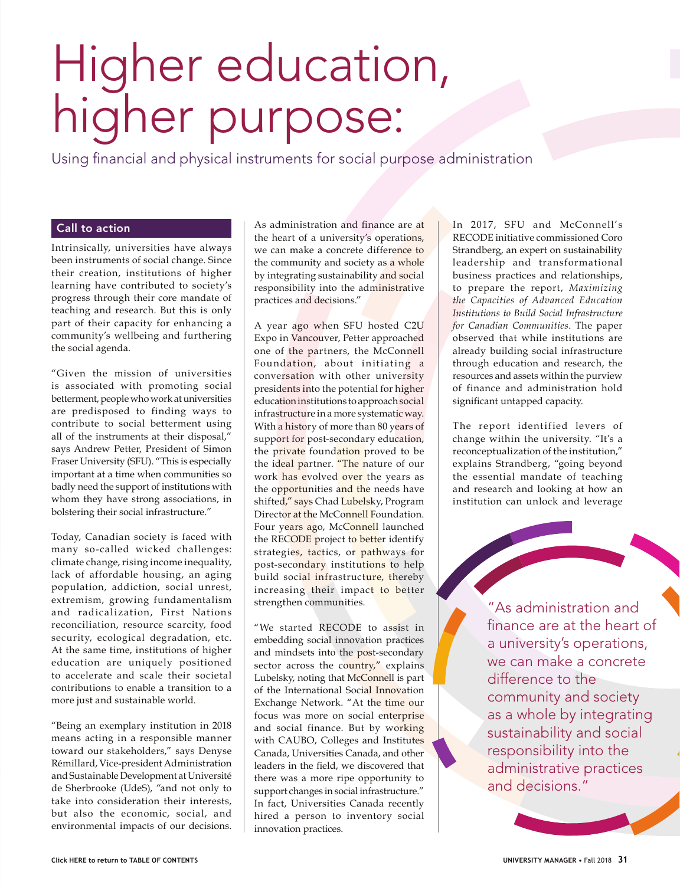# Higher education, higher purpose:

Using financial and physical instruments for social purpose administration

## Call to action

Intrinsically, universities have always been instruments of social change. Since their creation, institutions of higher learning have contributed to society's progress through their core mandate of teaching and research. But this is only part of their capacity for enhancing a community's wellbeing and furthering the social agenda.

"Given the mission of universities is associated with promoting social betterment, people who work at universities are predisposed to finding ways to contribute to social betterment using all of the instruments at their disposal," says Andrew Petter, President of Simon Fraser University (SFU). "This is especially important at a time when communities so badly need the support of institutions with whom they have strong associations, in bolstering their social infrastructure."

Today, Canadian society is faced with many so-called wicked challenges: climate change, rising income inequality, lack of affordable housing, an aging population, addiction, social unrest, extremism, growing fundamentalism and radicalization, First Nations reconciliation, resource scarcity, food security, ecological degradation, etc. At the same time, institutions of higher education are uniquely positioned to accelerate and scale their societal contributions to enable a transition to a more just and sustainable world.

"Being an exemplary institution in 2018 means acting in a responsible manner toward our stakeholders," says Denyse Rémillard, Vice-president Administration and Sustainable Development at Université de Sherbrooke (UdeS), "and not only to take into consideration their interests, but also the economic, social, and environmental impacts of our decisions. As administration and finance are at the heart of a university's operations, we can make a concrete difference to the community and society as a whole by integrating sustainability and social responsibility into the administrative practices and decisions."

A year ago when SFU hosted C2U Expo in Vancouver, Petter approached one of the partners, the McConnell Foundation, about initiating a conversation with other university presidents into the potential for higher education institutions to approach social infrastructure in a more systematic way. With a history of more than 80 years of support for post-secondary education, the private foundation proved to be the ideal partner. "The nature of our work has evolved over the years as the opportunities and the needs have shifted," says Chad Lubelsky, Program Director at the McConnell Foundation. Four years ago, McConnell launched the RECODE project to better identify strategies, tactics, or pathways for post-secondary institutions to help build social infrastructure, thereby increasing their impact to better strengthen communities.

"We started RECODE to assist in embedding social innovation practices and mindsets into the post-secondary sector across the country," explains Lubelsky, noting that McConnell is part of the International Social Innovation Exchange Network. "At the time our focus was more on social enterprise and social finance. But by working with CAUBO, Colleges and Institutes Canada, Universities Canada, and other leaders in the field, we discovered that there was a more ripe opportunity to support changes in social infrastructure." In fact, Universities Canada recently hired a person to inventory social innovation practices.

In 2017, SFU and McConnell's RECODE initiative commissioned Coro Strandberg, an expert on sustainability leadership and transformational business practices and relationships, to prepare the report, *Maximizing the Capacities of Advanced Education Institutions to Build Social Infrastructure for Canadian Communities*. The paper observed that while institutions are already building social infrastructure through education and research, the resources and assets within the purview of finance and administration hold significant untapped capacity.

The report identified levers of change within the university. "It's a reconceptualization of the institution," explains Strandberg, "going beyond the essential mandate of teaching and research and looking at how an institution can unlock and leverage

> "As administration and finance are at the heart of a university's operations, we can make a concrete difference to the community and society as a whole by integrating sustainability and social responsibility into the administrative practices and decisions."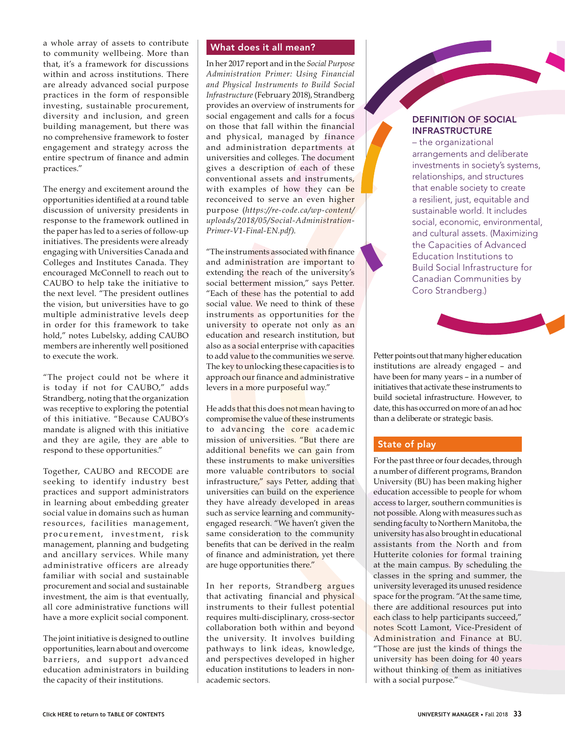a whole array of assets to contribute to community wellbeing. More than that, it's a framework for discussions within and across institutions. There are already advanced social purpose practices in the form of responsible investing, sustainable procurement, diversity and inclusion, and green building management, but there was no comprehensive framework to foster engagement and strategy across the entire spectrum of finance and admin practices."

The energy and excitement around the opportunities identified at a round table discussion of university presidents in response to the framework outlined in the paper has led to a series of follow-up initiatives. The presidents were already engaging with Universities Canada and Colleges and Institutes Canada. They encouraged McConnell to reach out to CAUBO to help take the initiative to the next level. "The president outlines the vision, but universities have to go multiple administrative levels deep in order for this framework to take hold," notes Lubelsky, adding CAUBO members are inherently well positioned to execute the work.

"The project could not be where it is today if not for CAUBO," adds Strandberg, noting that the organization was receptive to exploring the potential of this initiative. "Because CAUBO's mandate is aligned with this initiative and they are agile, they are able to respond to these opportunities."

Together, CAUBO and RECODE are seeking to identify industry best practices and support administrators in learning about embedding greater social value in domains such as human resources, facilities management, procurement, investment, risk management, planning and budgeting and ancillary services. While many administrative officers are already familiar with social and sustainable procurement and social and sustainable investment, the aim is that eventually, all core administrative functions will have a more explicit social component.

The joint initiative is designed to outline opportunities, learn about and overcome barriers, and support advanced education administrators in building the capacity of their institutions.

## What does it all mean?

In her 2017 report and in the *Social Purpose Administration Primer: Using Financial and Physical Instruments to Build Social Infrastructure* (February 2018), Strandberg provides an overview of instruments for social engagement and calls for a focus on those that fall within the financial and physical, managed by finance and administration departments at universities and colleges. The document gives a description of each of these conventional assets and instruments, with examples of how they can be reconceived to serve an even higher purpose (*https://re-code.ca/wp-content/uploads/2018/05/Social-Administration-Primer-V1-Final-EN.pdf*).

"The instruments associated with finance and administration are important to extending the reach of the university's social betterment mission," says Petter. "Each of these has the potential to add social value. We need to think of these instruments as opportunities for the university to operate not only as an education and research institution, but also as a social enterprise with capacities to add value to the communities we serve. The key to unlocking these capacities is to approach our finance and administrative levers in a more purposeful way."

He adds that this does not mean having to compromise the value of these instruments to advancing the core academic mission of universities. "But there are additional benefits we can gain from these instruments to make universities more valuable contributors to social infrastructure," says Petter, adding that universities can build on the experience they have already developed in areas such as service learning and community-engaged research. "We haven't given the same consideration to the community benefits that can be derived in the realm of finance and administration, yet there are huge opportunities there."

In her reports, Strandberg argues that activating financial and physical instruments to their fullest potential requires multi-disciplinary, cross-sector collaboration both within and beyond the university. It involves building pathways to link ideas, knowledge, and perspectives developed in higher education institutions to leaders in non-academic sectors.

> **DEFINITION OF SOCIAL INFRASTRUCTURE**
> – the organizational arrangements and deliberate investments in society's systems, relationships, and structures that enable society to create a resilient, just, equitable and sustainable world. It includes social, economic, environmental, and cultural assets. (Maximizing the Capacities of Advanced Education Institutions to Build Social Infrastructure for Canadian Communities by Coro Strandberg.)

Petter points out that many higher education institutions are already engaged – and have been for many years – in a number of initiatives that activate these instruments to build societal infrastructure. However, to date, this has occurred on more of an ad hoc than a deliberate or strategic basis.

## State of play

For the past three or four decades, through a number of different programs, Brandon University (BU) has been making higher education accessible to people for whom access to larger, southern communities is not possible. Along with measures such as sending faculty to Northern Manitoba, the university has also brought in educational assistants from the North and from Hutterite colonies for formal training at the main campus. By scheduling the classes in the spring and summer, the university leveraged its unused residence space for the program. "At the same time, there are additional resources put into each class to help participants succeed," notes Scott Lamont, Vice-President of Administration and Finance at BU. "Those are just the kinds of things the university has been doing for 40 years without thinking of them as initiatives with a social purpose."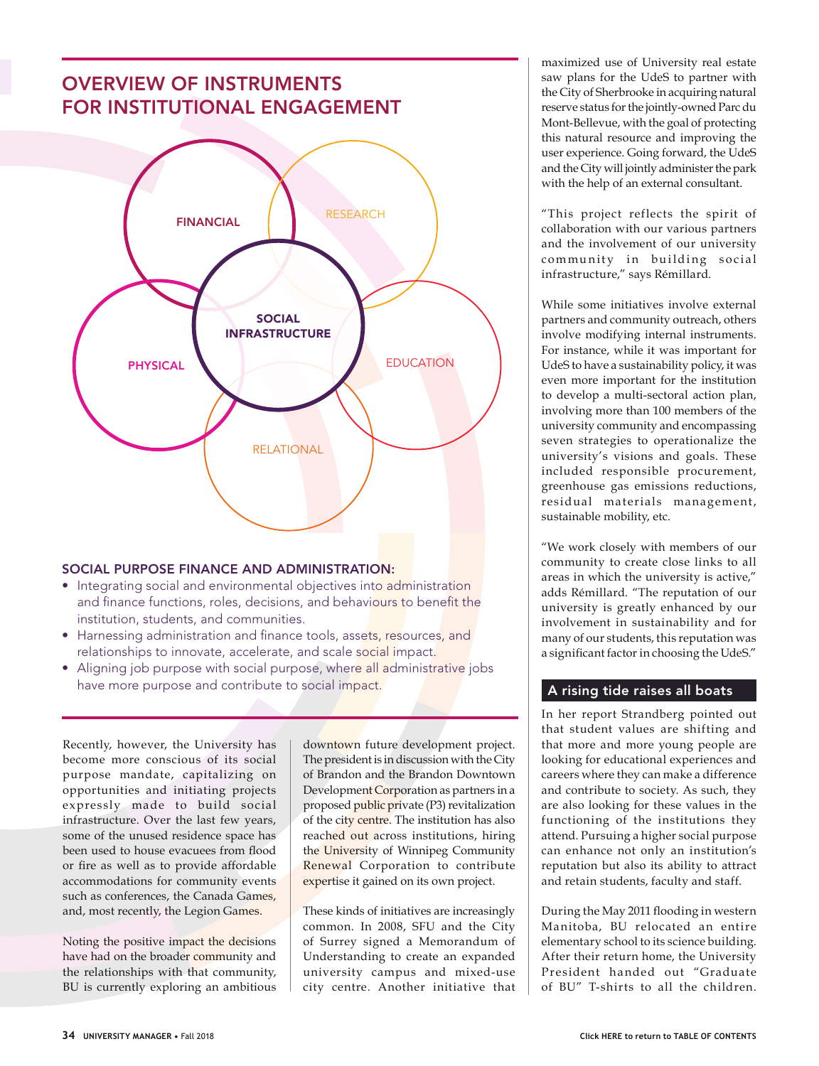## OVERVIEW OF INSTRUMENTS FOR INSTITUTIONAL ENGAGEMENT

FINANCIAL

RESEARCH

SOCIAL INFRASTRUCTURE

PHYSICAL

EDUCATION

RELATIONAL

### SOCIAL PURPOSE FINANCE AND ADMINISTRATION:

- Integrating social and environmental objectives into administration and finance functions, roles, decisions, and behaviours to benefit the institution, students, and communities.
- Harnessing administration and finance tools, assets, resources, and relationships to innovate, accelerate, and scale social impact.
- Aligning job purpose with social purpose, where all administrative jobs have more purpose and contribute to social impact.

Recently, however, the University has become more conscious of its social purpose mandate, capitalizing on opportunities and initiating projects expressly made to build social infrastructure. Over the last few years, some of the unused residence space has been used to house evacuees from flood or fire as well as to provide affordable accommodations for community events such as conferences, the Canada Games, and, most recently, the Legion Games.

Noting the positive impact the decisions have had on the broader community and the relationships with that community, BU is currently exploring an ambitious downtown future development project. The president is in discussion with the City of Brandon and the Brandon Downtown Development Corporation as partners in a proposed public private (P3) revitalization of the city centre. The institution has also reached out across institutions, hiring the University of Winnipeg Community Renewal Corporation to contribute expertise it gained on its own project.

These kinds of initiatives are increasingly common. In 2008, SFU and the City of Surrey signed a Memorandum of Understanding to create an expanded university campus and mixed-use city centre. Another initiative that maximized use of University real estate saw plans for the UdeS to partner with the City of Sherbrooke in acquiring natural reserve status for the jointly-owned Parc du Mont-Bellevue, with the goal of protecting this natural resource and improving the user experience. Going forward, the UdeS and the City will jointly administer the park with the help of an external consultant.

"This project reflects the spirit of collaboration with our various partners and the involvement of our university community in building social infrastructure," says Rémillard.

While some initiatives involve external partners and community outreach, others involve modifying internal instruments. For instance, while it was important for UdeS to have a sustainability policy, it was even more important for the institution to develop a multi-sectoral action plan, involving more than 100 members of the university community and encompassing seven strategies to operationalize the university's visions and goals. These included responsible procurement, greenhouse gas emissions reductions, residual materials management, sustainable mobility, etc.

"We work closely with members of our community to create close links to all areas in which the university is active," adds Rémillard. "The reputation of our university is greatly enhanced by our involvement in sustainability and for many of our students, this reputation was a significant factor in choosing the UdeS."

### A rising tide raises all boats

In her report Strandberg pointed out that student values are shifting and that more and more young people are looking for educational experiences and careers where they can make a difference and contribute to society. As such, they are also looking for these values in the functioning of the institutions they attend. Pursuing a higher social purpose can enhance not only an institution's reputation but also its ability to attract and retain students, faculty and staff.

During the May 2011 flooding in western Manitoba, BU relocated an entire elementary school to its science building. After their return home, the University President handed out "Graduate of BU" T-shirts to all the children.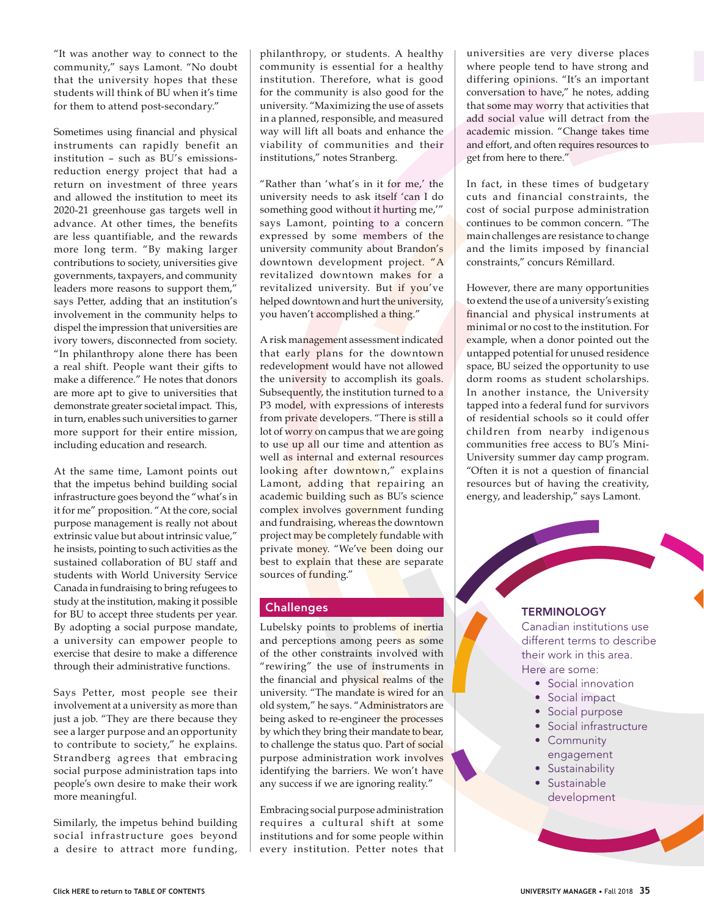"It was another way to connect to the community," says Lamont. "No doubt that the university hopes that these students will think of BU when it's time for them to attend post-secondary."

Sometimes using financial and physical instruments can rapidly benefit an institution – such as BU's emissions-reduction energy project that had a return on investment of three years and allowed the institution to meet its 2020-21 greenhouse gas targets well in advance. At other times, the benefits are less quantifiable, and the rewards more long term. "By making larger contributions to society, universities give governments, taxpayers, and community leaders more reasons to support them," says Petter, adding that an institution's involvement in the community helps to dispel the impression that universities are ivory towers, disconnected from society. "In philanthropy alone there has been a real shift. People want their gifts to make a difference." He notes that donors are more apt to give to universities that demonstrate greater societal impact. This, in turn, enables such universities to garner more support for their entire mission, including education and research.

At the same time, Lamont points out that the impetus behind building social infrastructure goes beyond the "what's in it for me" proposition. "At the core, social purpose management is really not about extrinsic value but about intrinsic value," he insists, pointing to such activities as the sustained collaboration of BU staff and students with World University Service Canada in fundraising to bring refugees to study at the institution, making it possible for BU to accept three students per year. By adopting a social purpose mandate, a university can empower people to exercise that desire to make a difference through their administrative functions.

Says Petter, most people see their involvement at a university as more than just a job. "They are there because they see a larger purpose and an opportunity to contribute to society," he explains. Strandberg agrees that embracing social purpose administration taps into people's own desire to make their work more meaningful.

Similarly, the impetus behind building social infrastructure goes beyond a desire to attract more funding, philanthropy, or students. A healthy community is essential for a healthy institution. Therefore, what is good for the community is also good for the university. "Maximizing the use of assets in a planned, responsible, and measured way will lift all boats and enhance the viability of communities and their institutions," notes Stranberg.

"Rather than 'what's in it for me,' the university needs to ask itself 'can I do something good without it hurting me,'" says Lamont, pointing to a concern expressed by some members of the university community about Brandon's downtown development project. "A revitalized downtown makes for a revitalized university. But if you've helped downtown and hurt the university, you haven't accomplished a thing."

A risk management assessment indicated that early plans for the downtown redevelopment would have not allowed the university to accomplish its goals. Subsequently, the institution turned to a P3 model, with expressions of interests from private developers. "There is still a lot of worry on campus that we are going to use up all our time and attention as well as internal and external resources looking after downtown," explains Lamont, adding that repairing an academic building such as BU's science complex involves government funding and fundraising, whereas the downtown project may be completely fundable with private money. "We've been doing our best to explain that these are separate sources of funding."

## Challenges

Lubelsky points to problems of inertia and perceptions among peers as some of the other constraints involved with "rewiring" the use of instruments in the financial and physical realms of the university. "The mandate is wired for an old system," he says. "Administrators are being asked to re-engineer the processes by which they bring their mandate to bear, to challenge the status quo. Part of social purpose administration work involves identifying the barriers. We won't have any success if we are ignoring reality."

Embracing social purpose administration requires a cultural shift at some institutions and for some people within every institution. Petter notes that universities are very diverse places where people tend to have strong and differing opinions. "It's an important conversation to have," he notes, adding that some may worry that activities that add social value will detract from the academic mission. "Change takes time and effort, and often requires resources to get from here to there."

In fact, in these times of budgetary cuts and financial constraints, the cost of social purpose administration continues to be common concern. "The main challenges are resistance to change and the limits imposed by financial constraints," concurs Rémillard.

However, there are many opportunities to extend the use of a university's existing financial and physical instruments at minimal or no cost to the institution. For example, when a donor pointed out the untapped potential for unused residence space, BU seized the opportunity to use dorm rooms as student scholarships. In another instance, the University tapped into a federal fund for survivors of residential schools so it could offer children from nearby indigenous communities free access to BU's Mini-University summer day camp program. "Often it is not a question of financial resources but of having the creativity, energy, and leadership," says Lamont.

### TERMINOLOGY

Canadian institutions use different terms to describe their work in this area. Here are some:

- Social innovation
- Social impact
- Social purpose
- Social infrastructure
- Community engagement
- Sustainability
- Sustainable development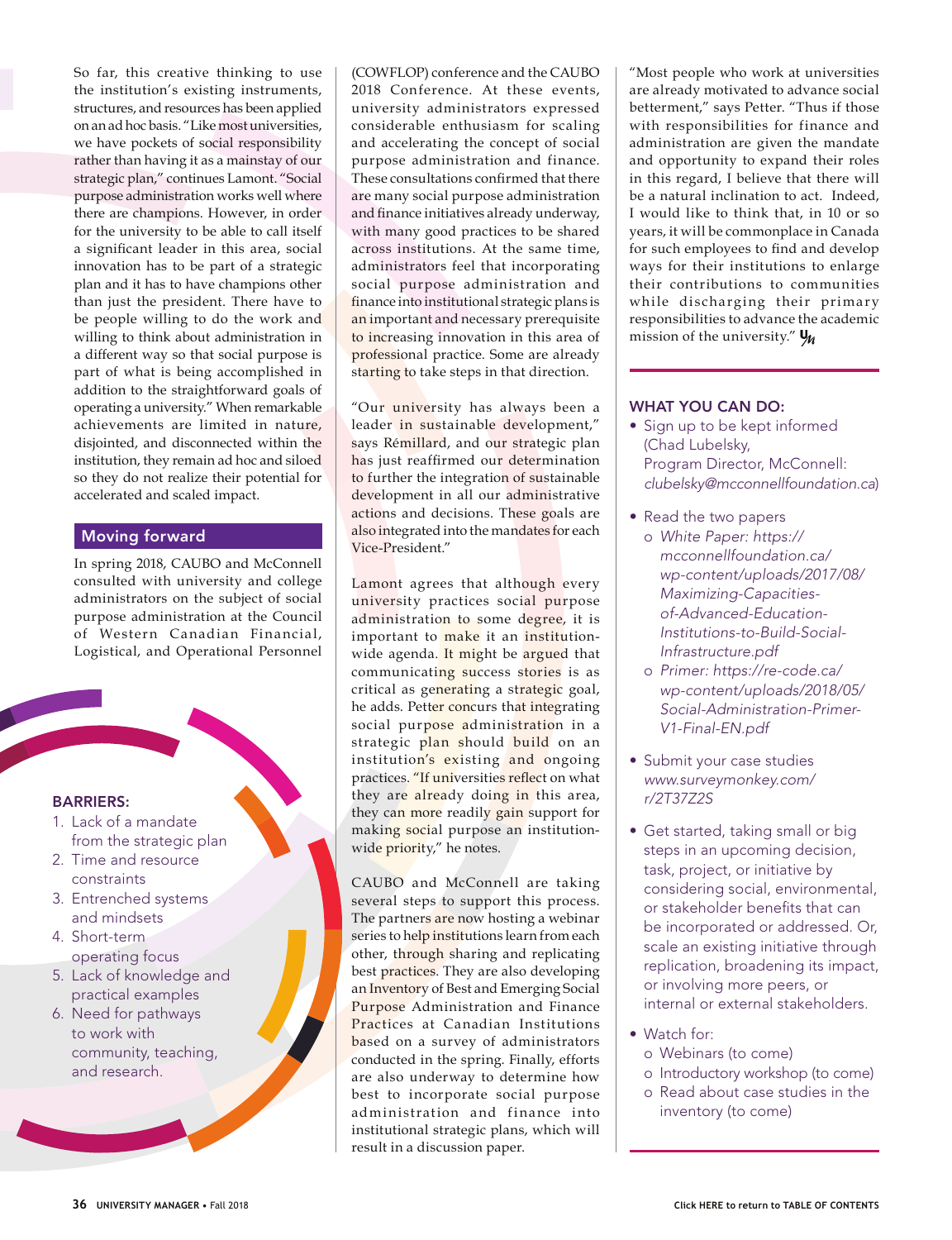So far, this creative thinking to use the institution's existing instruments, structures, and resources has been applied on an ad hoc basis. "Like most universities, we have pockets of social responsibility rather than having it as a mainstay of our strategic plan," continues Lamont. "Social purpose administration works well where there are champions. However, in order for the university to be able to call itself a significant leader in this area, social innovation has to be part of a strategic plan and it has to have champions other than just the president. There have to be people willing to do the work and willing to think about administration in a different way so that social purpose is part of what is being accomplished in addition to the straightforward goals of operating a university." When remarkable achievements are limited in nature, disjointed, and disconnected within the institution, they remain ad hoc and siloed so they do not realize their potential for accelerated and scaled impact.

## Moving forward

In spring 2018, CAUBO and McConnell consulted with university and college administrators on the subject of social purpose administration at the Council of Western Canadian Financial, Logistical, and Operational Personnel (COWFLOP) conference and the CAUBO 2018 Conference. At these events, university administrators expressed considerable enthusiasm for scaling and accelerating the concept of social purpose administration and finance. These consultations confirmed that there are many social purpose administration and finance initiatives already underway, with many good practices to be shared across institutions. At the same time, administrators feel that incorporating social purpose administration and finance into institutional strategic plans is an important and necessary prerequisite to increasing innovation in this area of professional practice. Some are already starting to take steps in that direction.

"Our university has always been a leader in sustainable development," says Rémillard, and our strategic plan has just reaffirmed our determination to further the integration of sustainable development in all our administrative actions and decisions. These goals are also integrated into the mandates for each Vice-President."

Lamont agrees that although every university practices social purpose administration to some degree, it is important to make it an institution-wide agenda. It might be argued that communicating success stories is as critical as generating a strategic goal, he adds. Petter concurs that integrating social purpose administration in a strategic plan should build on an institution's existing and ongoing practices. "If universities reflect on what they are already doing in this area, they can more readily gain support for making social purpose an institution-wide priority," he notes.

CAUBO and McConnell are taking several steps to support this process. The partners are now hosting a webinar series to help institutions learn from each other, through sharing and replicating best practices. They are also developing an Inventory of Best and Emerging Social Purpose Administration and Finance Practices at Canadian Institutions based on a survey of administrators conducted in the spring. Finally, efforts are also underway to determine how best to incorporate social purpose administration and finance into institutional strategic plans, which will result in a discussion paper.

"Most people who work at universities are already motivated to advance social betterment," says Petter. "Thus if those with responsibilities for finance and administration are given the mandate and opportunity to expand their roles in this regard, I believe that there will be a natural inclination to act. Indeed, I would like to think that, in 10 or so years, it will be commonplace in Canada for such employees to find and develop ways for their institutions to enlarge their contributions to communities while discharging their primary responsibilities to advance the academic mission of the university."

### BARRIERS:

1. Lack of a mandate from the strategic plan
2. Time and resource constraints
3. Entrenched systems and mindsets
4. Short-term operating focus
5. Lack of knowledge and practical examples
6. Need for pathways to work with community, teaching, and research.

### WHAT YOU CAN DO:

- Sign up to be kept informed (Chad Lubelsky, Program Director, McConnell: *clubelsky@mcconnellfoundation.ca*)
- Read the two papers
  - o *White Paper: https://mcconnellfoundation.ca/wp-content/uploads/2017/08/Maximizing-Capacities-of-Advanced-Education-Institutions-to-Build-Social-Infrastructure.pdf*
  - o *Primer: https://re-code.ca/wp-content/uploads/2018/05/Social-Administration-Primer-V1-Final-EN.pdf*
- Submit your case studies *www.surveymonkey.com/r/2T37Z2S*
- Get started, taking small or big steps in an upcoming decision, task, project, or initiative by considering social, environmental, or stakeholder benefits that can be incorporated or addressed. Or, scale an existing initiative through replication, broadening its impact, or involving more peers, or internal or external stakeholders.
- Watch for:
  - o Webinars (to come)
  - o Introductory workshop (to come)
  - o Read about case studies in the inventory (to come)